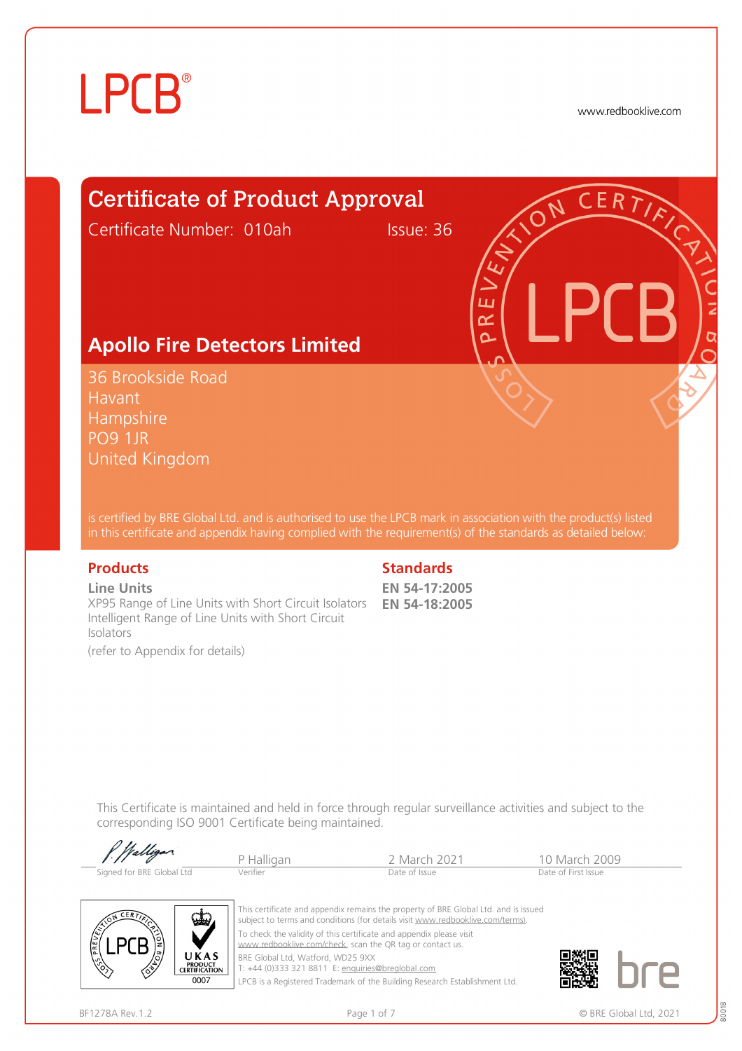LPCB®

www.redbooklive.com

# Certificate of Product Approval

Certificate Number: 010ah    Issue: 36

## Apollo Fire Detectors Limited

36 Brookside Road
Havant
Hampshire
PO9 1JR
United Kingdom

is certified by BRE Global Ltd. and is authorised to use the LPCB mark in association with the product(s) listed in this certificate and appendix having complied with the requirement(s) of the standards as detailed below:

### Products

**Line Units**
XP95 Range of Line Units with Short Circuit Isolators
Intelligent Range of Line Units with Short Circuit Isolators

(refer to Appendix for details)

### Standards

**EN 54-17:2005**
**EN 54-18:2005**

This Certificate is maintained and held in force through regular surveillance activities and subject to the corresponding ISO 9001 Certificate being maintained.

| Signed for BRE Global Ltd | P Halligan | 2 March 2021 | 10 March 2009 |
| --- | --- | --- | --- |
| | Verifier | Date of Issue | Date of First Issue |

This certificate and appendix remains the property of BRE Global Ltd. and is issued subject to terms and conditions (for details visit www.redbooklive.com/terms).

To check the validity of this certificate and appendix please visit www.redbooklive.com/check, scan the QR tag or contact us.

BRE Global Ltd, Watford, WD25 9XX
T: +44 (0)333 321 8811 E: enquiries@breglobal.com

LPCB is a Registered Trademark of the Building Research Establishment Ltd.

BF1278A Rev.1.2

© BRE Global Ltd, 2021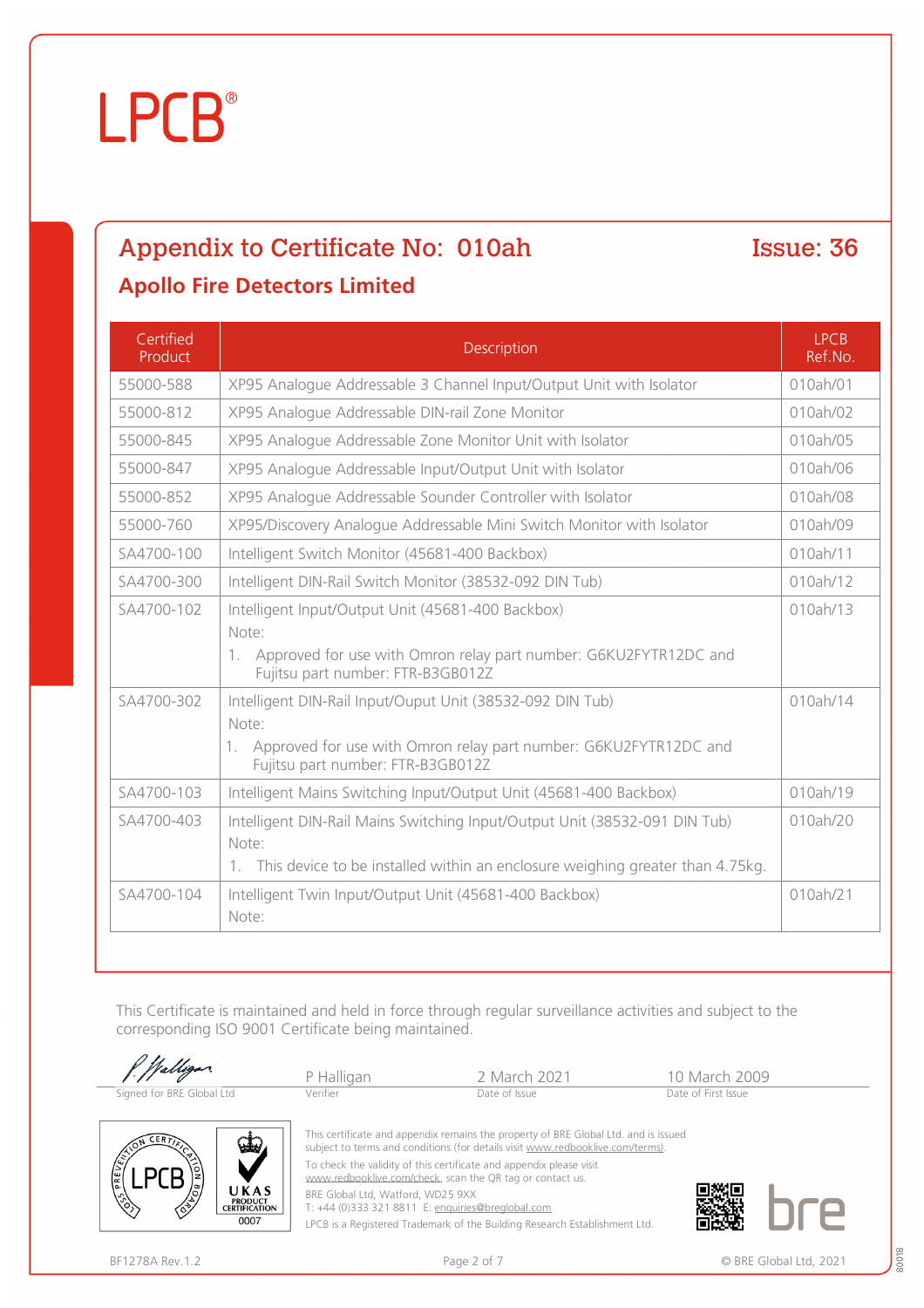# LPCB®

## Appendix to Certificate No: 010ah — Issue: 36

### Apollo Fire Detectors Limited

| Certified Product | Description | LPCB Ref.No. |
|---|---|---|
| 55000-588 | XP95 Analogue Addressable 3 Channel Input/Output Unit with Isolator | 010ah/01 |
| 55000-812 | XP95 Analogue Addressable DIN-rail Zone Monitor | 010ah/02 |
| 55000-845 | XP95 Analogue Addressable Zone Monitor Unit with Isolator | 010ah/05 |
| 55000-847 | XP95 Analogue Addressable Input/Output Unit with Isolator | 010ah/06 |
| 55000-852 | XP95 Analogue Addressable Sounder Controller with Isolator | 010ah/08 |
| 55000-760 | XP95/Discovery Analogue Addressable Mini Switch Monitor with Isolator | 010ah/09 |
| SA4700-100 | Intelligent Switch Monitor (45681-400 Backbox) | 010ah/11 |
| SA4700-300 | Intelligent DIN-Rail Switch Monitor (38532-092 DIN Tub) | 010ah/12 |
| SA4700-102 | Intelligent Input/Output Unit (45681-400 Backbox)<br>Note:<br>1. Approved for use with Omron relay part number: G6KU2FYTR12DC and Fujitsu part number: FTR-B3GB012Z | 010ah/13 |
| SA4700-302 | Intelligent DIN-Rail Input/Ouput Unit (38532-092 DIN Tub)<br>Note:<br>1. Approved for use with Omron relay part number: G6KU2FYTR12DC and Fujitsu part number: FTR-B3GB012Z | 010ah/14 |
| SA4700-103 | Intelligent Mains Switching Input/Output Unit (45681-400 Backbox) | 010ah/19 |
| SA4700-403 | Intelligent DIN-Rail Mains Switching Input/Output Unit (38532-091 DIN Tub)<br>Note:<br>1. This device to be installed within an enclosure weighing greater than 4.75kg. | 010ah/20 |
| SA4700-104 | Intelligent Twin Input/Output Unit (45681-400 Backbox)<br>Note: | 010ah/21 |

This Certificate is maintained and held in force through regular surveillance activities and subject to the corresponding ISO 9001 Certificate being maintained.

| Signed for BRE Global Ltd | P Halligan<br>Verifier | 2 March 2021<br>Date of Issue | 10 March 2009<br>Date of First Issue |
|---|---|---|---|

This certificate and appendix remains the property of BRE Global Ltd. and is issued subject to terms and conditions (for details visit www.redbooklive.com/terms).

To check the validity of this certificate and appendix please visit www.redbooklive.com/check, scan the QR tag or contact us.

BRE Global Ltd, Watford, WD25 9XX
T: +44 (0)333 321 8811 E: enquiries@breglobal.com

LPCB is a Registered Trademark of the Building Research Establishment Ltd.

BF1278A Rev.1.2

© BRE Global Ltd, 2021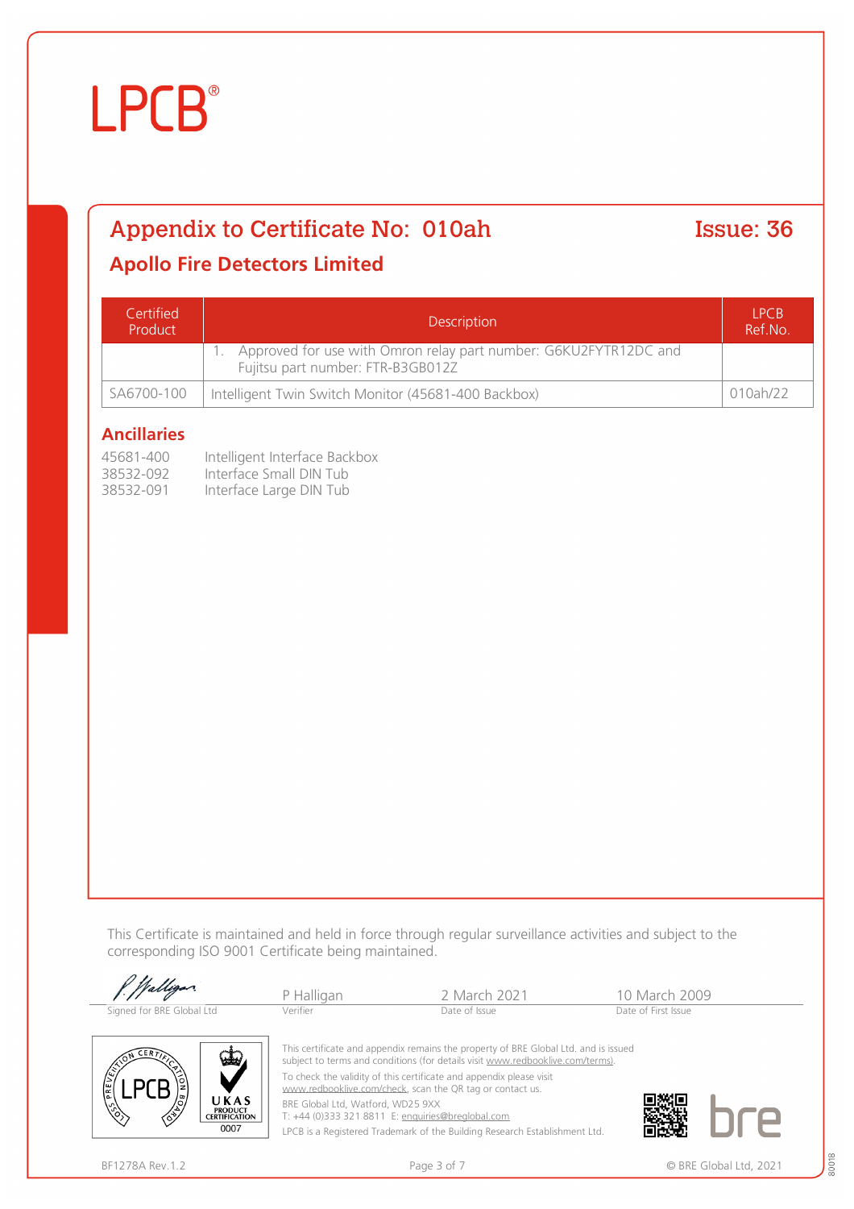LPCB®

## Appendix to Certificate No: 010ah

**Issue: 36**

### Apollo Fire Detectors Limited

| Certified Product | Description | LPCB Ref.No. |
|---|---|---|
| | 1. Approved for use with Omron relay part number: G6KU2FYTR12DC and Fujitsu part number: FTR-B3GB012Z | |
| SA6700-100 | Intelligent Twin Switch Monitor (45681-400 Backbox) | 010ah/22 |

### Ancillaries

| | |
|---|---|
| 45681-400 | Intelligent Interface Backbox |
| 38532-092 | Interface Small DIN Tub |
| 38532-091 | Interface Large DIN Tub |

This Certificate is maintained and held in force through regular surveillance activities and subject to the corresponding ISO 9001 Certificate being maintained.

| Signed for BRE Global Ltd | P Halligan | 2 March 2021 | 10 March 2009 |
|---|---|---|---|
| | Verifier | Date of Issue | Date of First Issue |

This certificate and appendix remains the property of BRE Global Ltd. and is issued subject to terms and conditions (for details visit www.redbooklive.com/terms).

To check the validity of this certificate and appendix please visit www.redbooklive.com/check, scan the QR tag or contact us.

BRE Global Ltd, Watford, WD25 9XX
T: +44 (0)333 321 8811 E: enquiries@breglobal.com

LPCB is a Registered Trademark of the Building Research Establishment Ltd.

BF1278A Rev.1.2

© BRE Global Ltd, 2021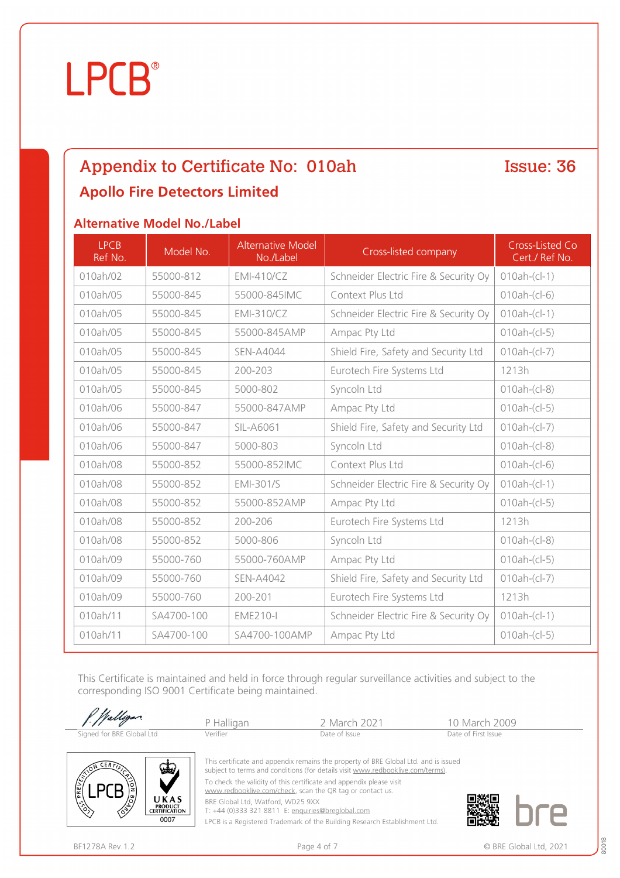# LPCB®

## Appendix to Certificate No: 010ah

**Issue: 36**

### Apollo Fire Detectors Limited

### Alternative Model No./Label

| LPCB Ref No. | Model No. | Alternative Model No./Label | Cross-listed company | Cross-Listed Co Cert./ Ref No. |
|---|---|---|---|---|
| 010ah/02 | 55000-812 | EMI-410/CZ | Schneider Electric Fire & Security Oy | 010ah-(cl-1) |
| 010ah/05 | 55000-845 | 55000-845IMC | Context Plus Ltd | 010ah-(cl-6) |
| 010ah/05 | 55000-845 | EMI-310/CZ | Schneider Electric Fire & Security Oy | 010ah-(cl-1) |
| 010ah/05 | 55000-845 | 55000-845AMP | Ampac Pty Ltd | 010ah-(cl-5) |
| 010ah/05 | 55000-845 | SEN-A4044 | Shield Fire, Safety and Security Ltd | 010ah-(cl-7) |
| 010ah/05 | 55000-845 | 200-203 | Eurotech Fire Systems Ltd | 1213h |
| 010ah/05 | 55000-845 | 5000-802 | Syncoln Ltd | 010ah-(cl-8) |
| 010ah/06 | 55000-847 | 55000-847AMP | Ampac Pty Ltd | 010ah-(cl-5) |
| 010ah/06 | 55000-847 | SIL-A6061 | Shield Fire, Safety and Security Ltd | 010ah-(cl-7) |
| 010ah/06 | 55000-847 | 5000-803 | Syncoln Ltd | 010ah-(cl-8) |
| 010ah/08 | 55000-852 | 55000-852IMC | Context Plus Ltd | 010ah-(cl-6) |
| 010ah/08 | 55000-852 | EMI-301/S | Schneider Electric Fire & Security Oy | 010ah-(cl-1) |
| 010ah/08 | 55000-852 | 55000-852AMP | Ampac Pty Ltd | 010ah-(cl-5) |
| 010ah/08 | 55000-852 | 200-206 | Eurotech Fire Systems Ltd | 1213h |
| 010ah/08 | 55000-852 | 5000-806 | Syncoln Ltd | 010ah-(cl-8) |
| 010ah/09 | 55000-760 | 55000-760AMP | Ampac Pty Ltd | 010ah-(cl-5) |
| 010ah/09 | 55000-760 | SEN-A4042 | Shield Fire, Safety and Security Ltd | 010ah-(cl-7) |
| 010ah/09 | 55000-760 | 200-201 | Eurotech Fire Systems Ltd | 1213h |
| 010ah/11 | SA4700-100 | EME210-I | Schneider Electric Fire & Security Oy | 010ah-(cl-1) |
| 010ah/11 | SA4700-100 | SA4700-100AMP | Ampac Pty Ltd | 010ah-(cl-5) |

This Certificate is maintained and held in force through regular surveillance activities and subject to the corresponding ISO 9001 Certificate being maintained.

| Signed for BRE Global Ltd | P Halligan<br>Verifier | 2 March 2021<br>Date of Issue | 10 March 2009<br>Date of First Issue |
|---|---|---|---|

This certificate and appendix remains the property of BRE Global Ltd. and is issued subject to terms and conditions (for details visit www.redbooklive.com/terms).

To check the validity of this certificate and appendix please visit www.redbooklive.com/check, scan the QR tag or contact us.

BRE Global Ltd, Watford, WD25 9XX
T: +44 (0)333 321 8811 E: enquiries@breglobal.com

LPCB is a Registered Trademark of the Building Research Establishment Ltd.

BF1278A Rev.1.2

© BRE Global Ltd, 2021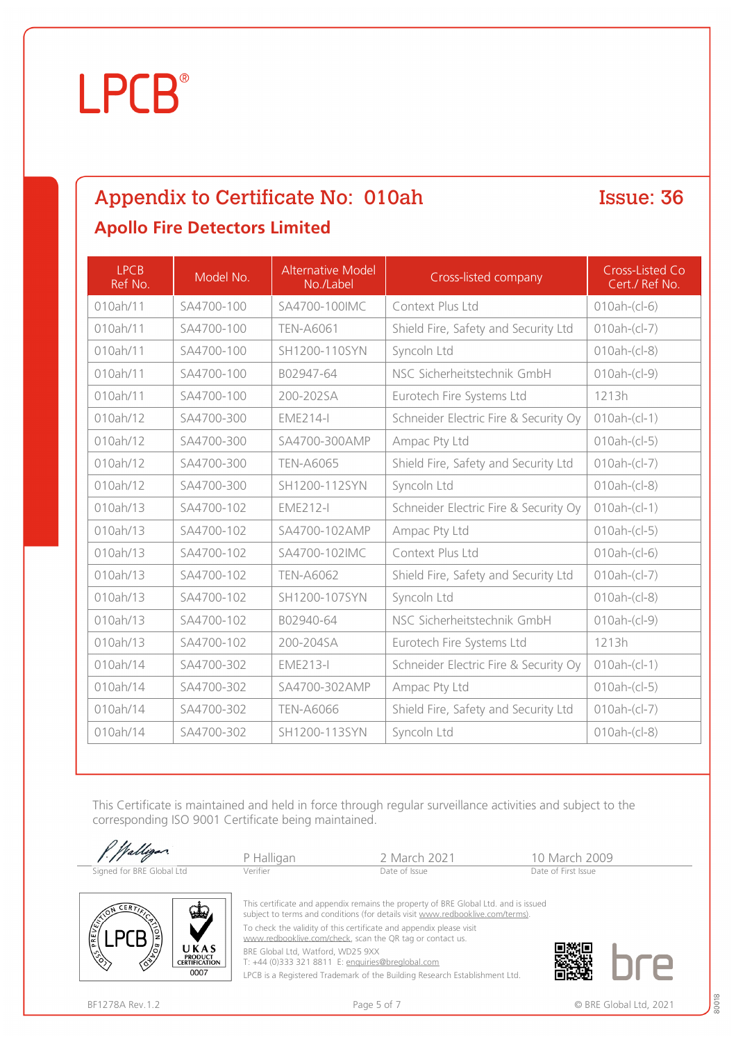LPCB®

## Appendix to Certificate No: 010ah

**Issue: 36**

### Apollo Fire Detectors Limited

| LPCB Ref No. | Model No. | Alternative Model No./Label | Cross-listed company | Cross-Listed Co Cert./ Ref No. |
|---|---|---|---|---|
| 010ah/11 | SA4700-100 | SA4700-100IMC | Context Plus Ltd | 010ah-(cl-6) |
| 010ah/11 | SA4700-100 | TEN-A6061 | Shield Fire, Safety and Security Ltd | 010ah-(cl-7) |
| 010ah/11 | SA4700-100 | SH1200-110SYN | Syncoln Ltd | 010ah-(cl-8) |
| 010ah/11 | SA4700-100 | B02947-64 | NSC Sicherheitstechnik GmbH | 010ah-(cl-9) |
| 010ah/11 | SA4700-100 | 200-202SA | Eurotech Fire Systems Ltd | 1213h |
| 010ah/12 | SA4700-300 | EME214-I | Schneider Electric Fire & Security Oy | 010ah-(cl-1) |
| 010ah/12 | SA4700-300 | SA4700-300AMP | Ampac Pty Ltd | 010ah-(cl-5) |
| 010ah/12 | SA4700-300 | TEN-A6065 | Shield Fire, Safety and Security Ltd | 010ah-(cl-7) |
| 010ah/12 | SA4700-300 | SH1200-112SYN | Syncoln Ltd | 010ah-(cl-8) |
| 010ah/13 | SA4700-102 | EME212-I | Schneider Electric Fire & Security Oy | 010ah-(cl-1) |
| 010ah/13 | SA4700-102 | SA4700-102AMP | Ampac Pty Ltd | 010ah-(cl-5) |
| 010ah/13 | SA4700-102 | SA4700-102IMC | Context Plus Ltd | 010ah-(cl-6) |
| 010ah/13 | SA4700-102 | TEN-A6062 | Shield Fire, Safety and Security Ltd | 010ah-(cl-7) |
| 010ah/13 | SA4700-102 | SH1200-107SYN | Syncoln Ltd | 010ah-(cl-8) |
| 010ah/13 | SA4700-102 | B02940-64 | NSC Sicherheitstechnik GmbH | 010ah-(cl-9) |
| 010ah/13 | SA4700-102 | 200-204SA | Eurotech Fire Systems Ltd | 1213h |
| 010ah/14 | SA4700-302 | EME213-I | Schneider Electric Fire & Security Oy | 010ah-(cl-1) |
| 010ah/14 | SA4700-302 | SA4700-302AMP | Ampac Pty Ltd | 010ah-(cl-5) |
| 010ah/14 | SA4700-302 | TEN-A6066 | Shield Fire, Safety and Security Ltd | 010ah-(cl-7) |
| 010ah/14 | SA4700-302 | SH1200-113SYN | Syncoln Ltd | 010ah-(cl-8) |

This Certificate is maintained and held in force through regular surveillance activities and subject to the corresponding ISO 9001 Certificate being maintained.

| Signed for BRE Global Ltd | P Halligan | 2 March 2021 | 10 March 2009 |
|---|---|---|---|
| | Verifier | Date of Issue | Date of First Issue |

This certificate and appendix remains the property of BRE Global Ltd. and is issued subject to terms and conditions (for details visit www.redbooklive.com/terms).

To check the validity of this certificate and appendix please visit www.redbooklive.com/check, scan the QR tag or contact us.

BRE Global Ltd, Watford, WD25 9XX
T: +44 (0)333 321 8811 E: enquiries@breglobal.com

LPCB is a Registered Trademark of the Building Research Establishment Ltd.

BF1278A Rev.1.2

© BRE Global Ltd, 2021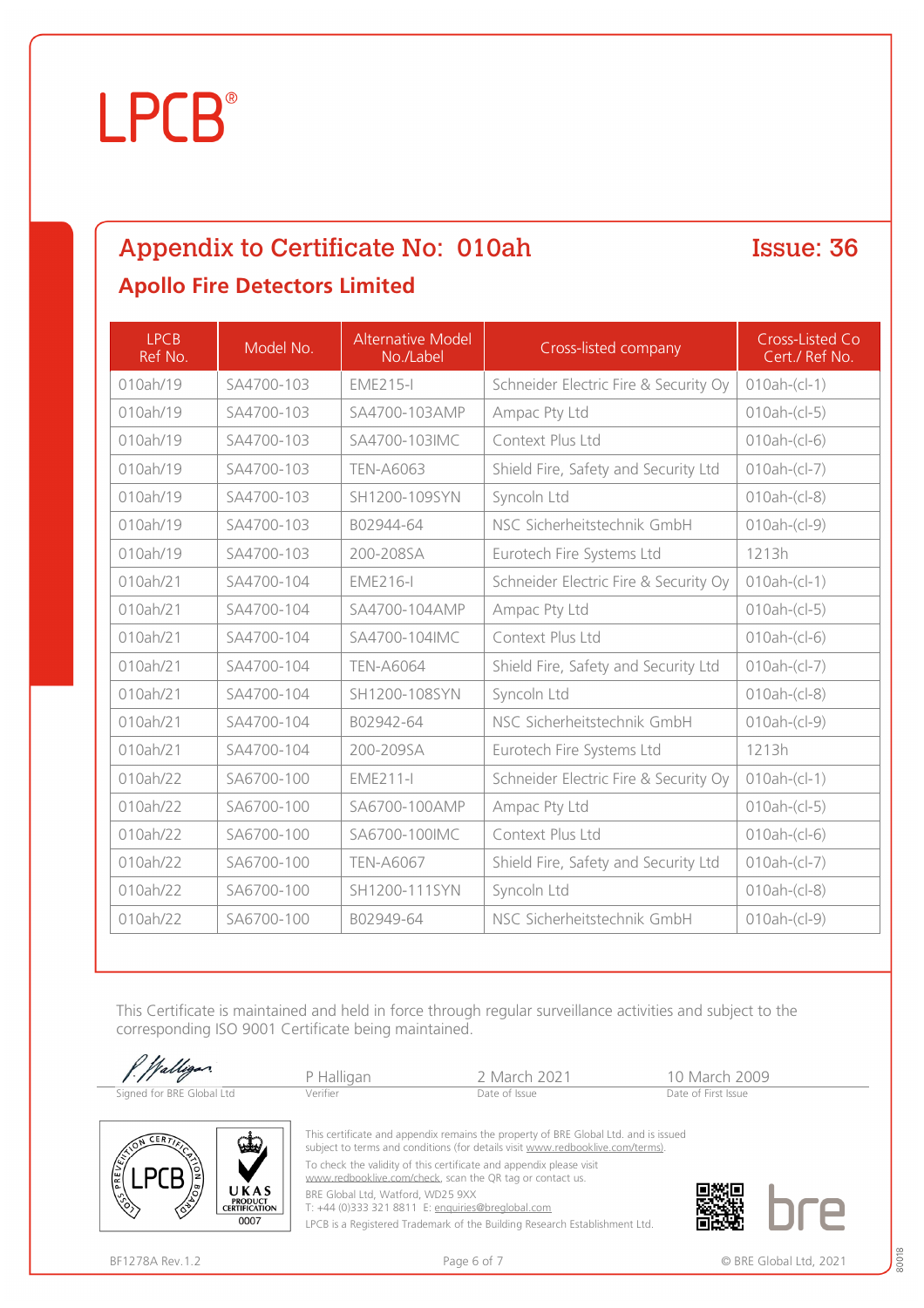# LPCB®

## Appendix to Certificate No: 010ah

**Issue: 36**

### Apollo Fire Detectors Limited

| LPCB Ref No. | Model No. | Alternative Model No./Label | Cross-listed company | Cross-Listed Co Cert./ Ref No. |
|---|---|---|---|---|
| 010ah/19 | SA4700-103 | EME215-I | Schneider Electric Fire & Security Oy | 010ah-(cl-1) |
| 010ah/19 | SA4700-103 | SA4700-103AMP | Ampac Pty Ltd | 010ah-(cl-5) |
| 010ah/19 | SA4700-103 | SA4700-103IMC | Context Plus Ltd | 010ah-(cl-6) |
| 010ah/19 | SA4700-103 | TEN-A6063 | Shield Fire, Safety and Security Ltd | 010ah-(cl-7) |
| 010ah/19 | SA4700-103 | SH1200-109SYN | Syncoln Ltd | 010ah-(cl-8) |
| 010ah/19 | SA4700-103 | B02944-64 | NSC Sicherheitstechnik GmbH | 010ah-(cl-9) |
| 010ah/19 | SA4700-103 | 200-208SA | Eurotech Fire Systems Ltd | 1213h |
| 010ah/21 | SA4700-104 | EME216-I | Schneider Electric Fire & Security Oy | 010ah-(cl-1) |
| 010ah/21 | SA4700-104 | SA4700-104AMP | Ampac Pty Ltd | 010ah-(cl-5) |
| 010ah/21 | SA4700-104 | SA4700-104IMC | Context Plus Ltd | 010ah-(cl-6) |
| 010ah/21 | SA4700-104 | TEN-A6064 | Shield Fire, Safety and Security Ltd | 010ah-(cl-7) |
| 010ah/21 | SA4700-104 | SH1200-108SYN | Syncoln Ltd | 010ah-(cl-8) |
| 010ah/21 | SA4700-104 | B02942-64 | NSC Sicherheitstechnik GmbH | 010ah-(cl-9) |
| 010ah/21 | SA4700-104 | 200-209SA | Eurotech Fire Systems Ltd | 1213h |
| 010ah/22 | SA6700-100 | EME211-I | Schneider Electric Fire & Security Oy | 010ah-(cl-1) |
| 010ah/22 | SA6700-100 | SA6700-100AMP | Ampac Pty Ltd | 010ah-(cl-5) |
| 010ah/22 | SA6700-100 | SA6700-100IMC | Context Plus Ltd | 010ah-(cl-6) |
| 010ah/22 | SA6700-100 | TEN-A6067 | Shield Fire, Safety and Security Ltd | 010ah-(cl-7) |
| 010ah/22 | SA6700-100 | SH1200-111SYN | Syncoln Ltd | 010ah-(cl-8) |
| 010ah/22 | SA6700-100 | B02949-64 | NSC Sicherheitstechnik GmbH | 010ah-(cl-9) |

This Certificate is maintained and held in force through regular surveillance activities and subject to the corresponding ISO 9001 Certificate being maintained.

| Signed for BRE Global Ltd | P Halligan (Verifier) | 2 March 2021 (Date of Issue) | 10 March 2009 (Date of First Issue) |
|---|---|---|---|

This certificate and appendix remains the property of BRE Global Ltd. and is issued subject to terms and conditions (for details visit www.redbooklive.com/terms).
To check the validity of this certificate and appendix please visit www.redbooklive.com/check, scan the QR tag or contact us.
BRE Global Ltd, Watford, WD25 9XX
T: +44 (0)333 321 8811 E: enquiries@breglobal.com
LPCB is a Registered Trademark of the Building Research Establishment Ltd.

BF1278A Rev.1.2

© BRE Global Ltd, 2021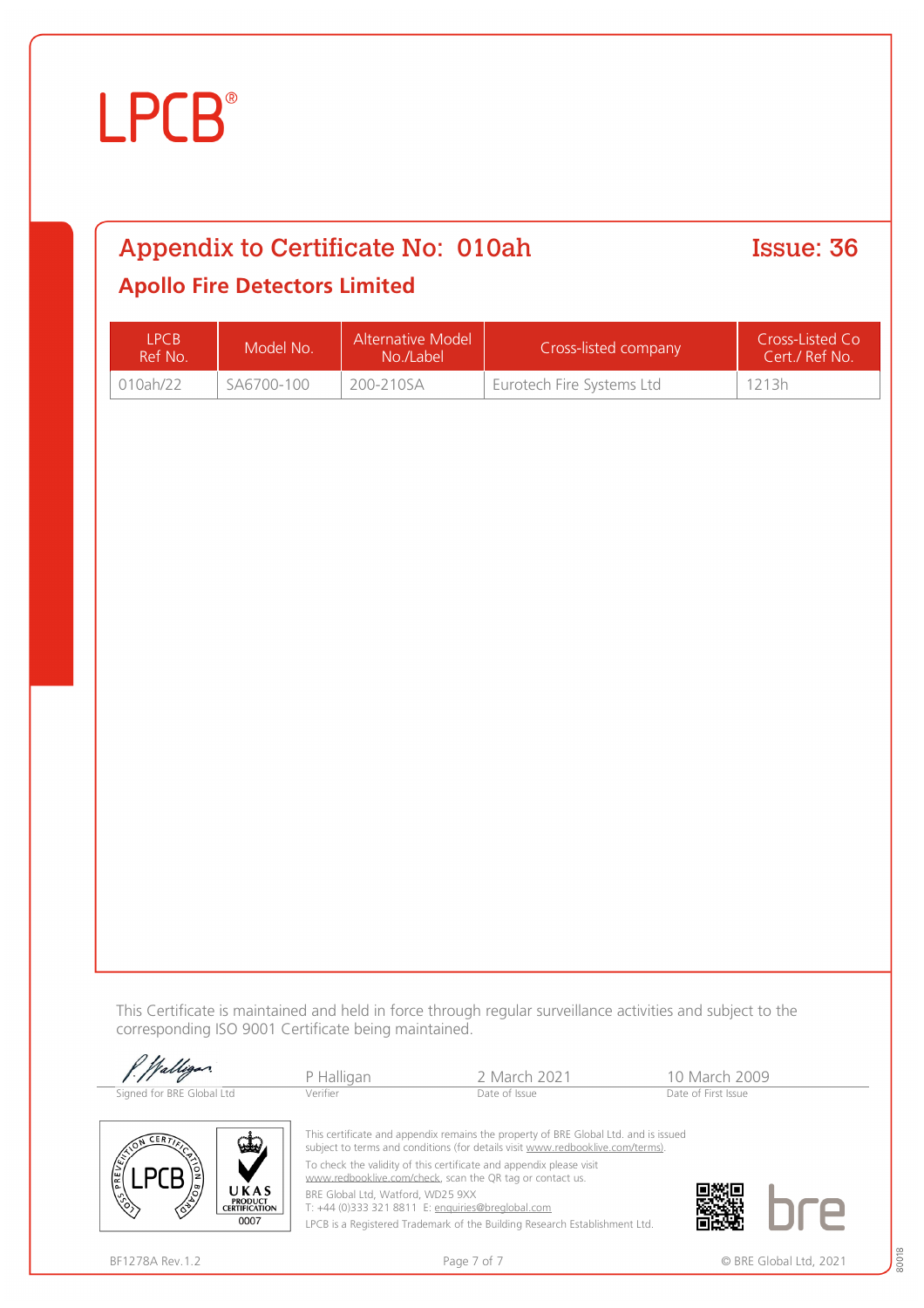# LPCB®

## Appendix to Certificate No: 010ah

**Issue: 36**

### Apollo Fire Detectors Limited

| LPCB Ref No. | Model No. | Alternative Model No./Label | Cross-listed company | Cross-Listed Co Cert./ Ref No. |
|---|---|---|---|---|
| 010ah/22 | SA6700-100 | 200-210SA | Eurotech Fire Systems Ltd | 1213h |

This Certificate is maintained and held in force through regular surveillance activities and subject to the corresponding ISO 9001 Certificate being maintained.

| Signed for BRE Global Ltd | P Halligan<br>Verifier | 2 March 2021<br>Date of Issue | 10 March 2009<br>Date of First Issue |
|---|---|---|---|

This certificate and appendix remains the property of BRE Global Ltd. and is issued subject to terms and conditions (for details visit www.redbooklive.com/terms).

To check the validity of this certificate and appendix please visit www.redbooklive.com/check, scan the QR tag or contact us.

BRE Global Ltd, Watford, WD25 9XX
T: +44 (0)333 321 8811 E: enquiries@breglobal.com

LPCB is a Registered Trademark of the Building Research Establishment Ltd.

BF1278A Rev.1.2

© BRE Global Ltd, 2021